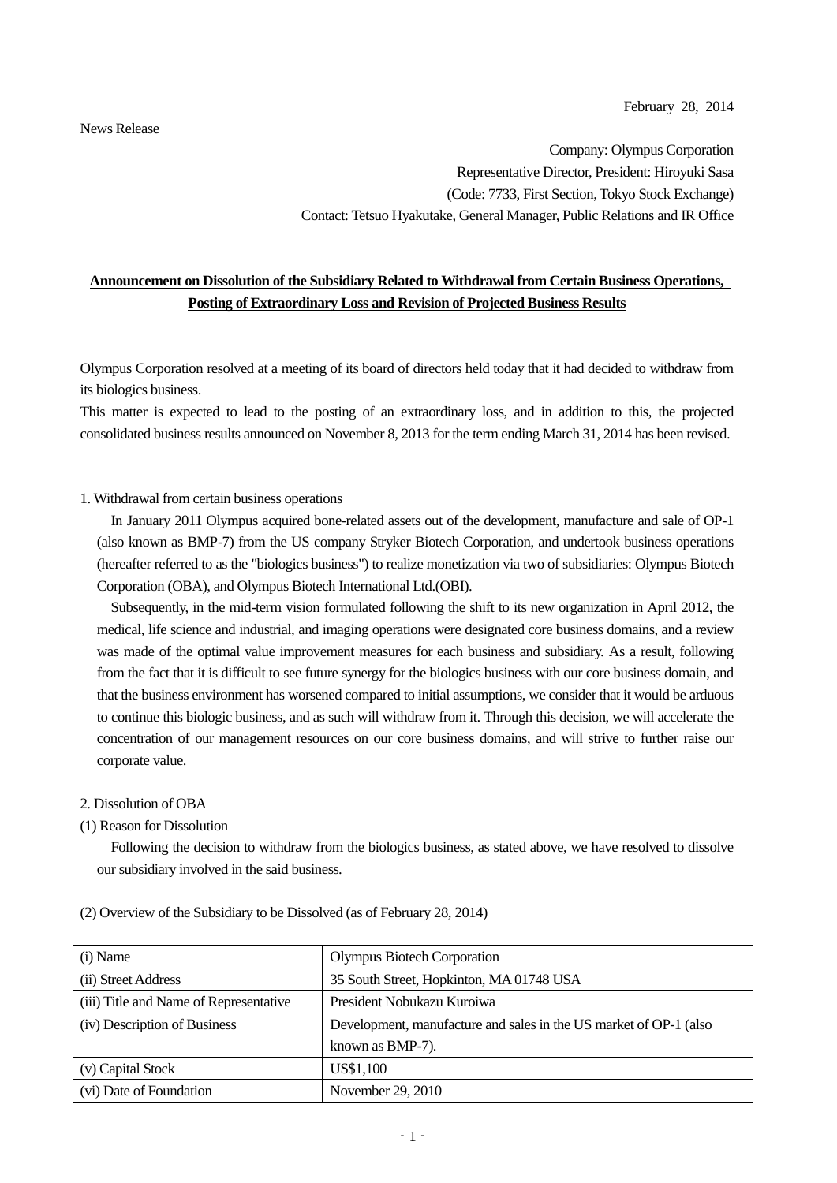February 28, 2014

News Release

Company: Olympus Corporation
Representative Director, President: Hiroyuki Sasa
(Code: 7733, First Section, Tokyo Stock Exchange)
Contact: Tetsuo Hyakutake, General Manager, Public Relations and IR Office

## Announcement on Dissolution of the Subsidiary Related to Withdrawal from Certain Business Operations, Posting of Extraordinary Loss and Revision of Projected Business Results

Olympus Corporation resolved at a meeting of its board of directors held today that it had decided to withdraw from its biologics business.
This matter is expected to lead to the posting of an extraordinary loss, and in addition to this, the projected consolidated business results announced on November 8, 2013 for the term ending March 31, 2014 has been revised.

1. Withdrawal from certain business operations

In January 2011 Olympus acquired bone-related assets out of the development, manufacture and sale of OP-1 (also known as BMP-7) from the US company Stryker Biotech Corporation, and undertook business operations (hereafter referred to as the "biologics business") to realize monetization via two of subsidiaries: Olympus Biotech Corporation (OBA), and Olympus Biotech International Ltd.(OBI).

Subsequently, in the mid-term vision formulated following the shift to its new organization in April 2012, the medical, life science and industrial, and imaging operations were designated core business domains, and a review was made of the optimal value improvement measures for each business and subsidiary. As a result, following from the fact that it is difficult to see future synergy for the biologics business with our core business domain, and that the business environment has worsened compared to initial assumptions, we consider that it would be arduous to continue this biologic business, and as such will withdraw from it. Through this decision, we will accelerate the concentration of our management resources on our core business domains, and will strive to further raise our corporate value.

2. Dissolution of OBA

(1) Reason for Dissolution

Following the decision to withdraw from the biologics business, as stated above, we have resolved to dissolve our subsidiary involved in the said business.

(2) Overview of the Subsidiary to be Dissolved (as of February 28, 2014)

| | |
|---|---|
| (i) Name | Olympus Biotech Corporation |
| (ii) Street Address | 35 South Street, Hopkinton, MA 01748 USA |
| (iii) Title and Name of Representative | President Nobukazu Kuroiwa |
| (iv) Description of Business | Development, manufacture and sales in the US market of OP-1 (also known as BMP-7). |
| (v) Capital Stock | US$1,100 |
| (vi) Date of Foundation | November 29, 2010 |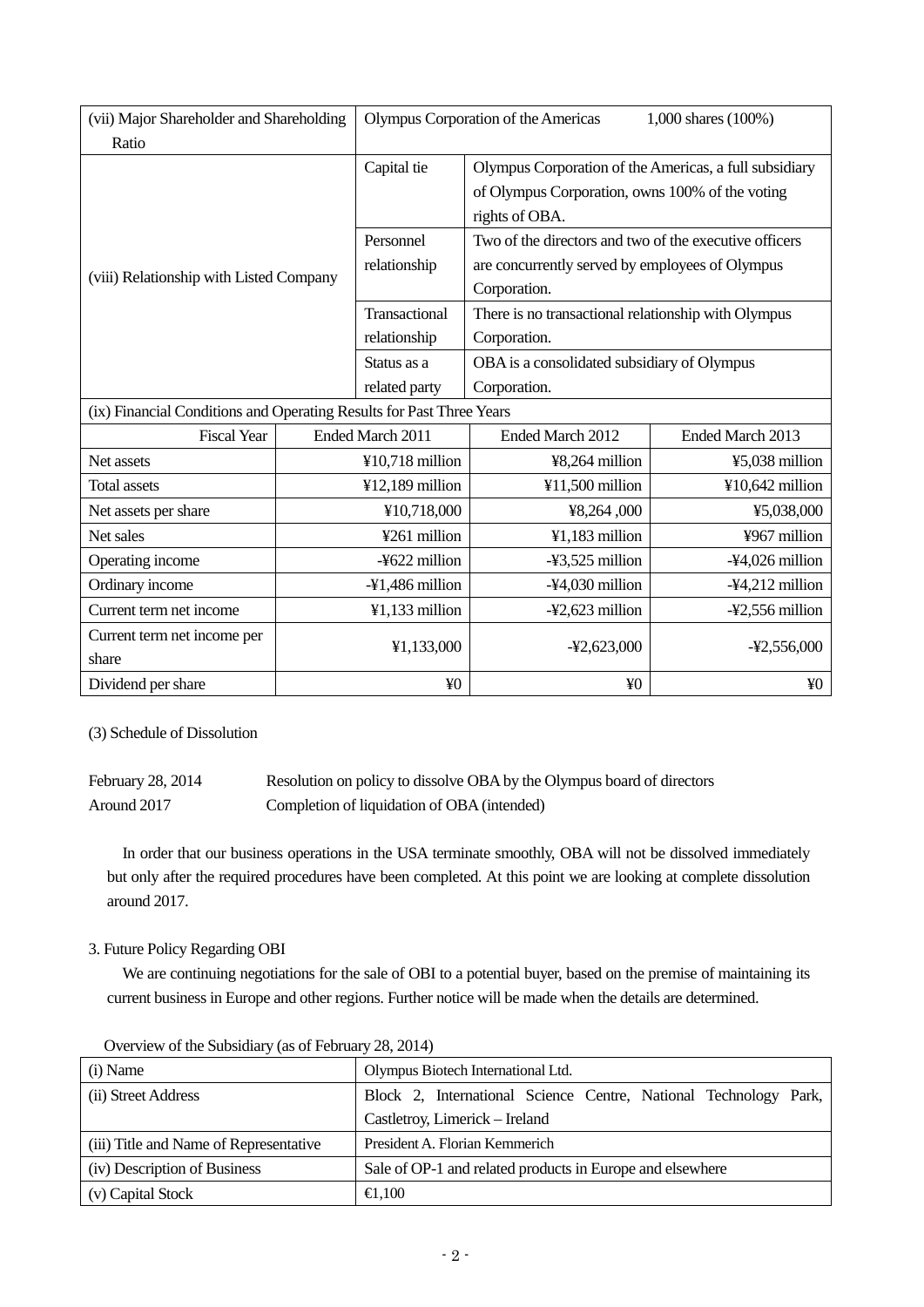| (vii) Major Shareholder and Shareholding Ratio | Olympus Corporation of the Americas 1,000 shares (100%) | |
|---|---|---|
| (viii) Relationship with Listed Company | Capital tie | Olympus Corporation of the Americas, a full subsidiary of Olympus Corporation, owns 100% of the voting rights of OBA. |
| | Personnel relationship | Two of the directors and two of the executive officers are concurrently served by employees of Olympus Corporation. |
| | Transactional relationship | There is no transactional relationship with Olympus Corporation. |
| | Status as a related party | OBA is a consolidated subsidiary of Olympus Corporation. |

(ix) Financial Conditions and Operating Results for Past Three Years

| Fiscal Year | Ended March 2011 | Ended March 2012 | Ended March 2013 |
|---|---|---|---|
| Net assets | ¥10,718 million | ¥8,264 million | ¥5,038 million |
| Total assets | ¥12,189 million | ¥11,500 million | ¥10,642 million |
| Net assets per share | ¥10,718,000 | ¥8,264 ,000 | ¥5,038,000 |
| Net sales | ¥261 million | ¥1,183 million | ¥967 million |
| Operating income | -¥622 million | -¥3,525 million | -¥4,026 million |
| Ordinary income | -¥1,486 million | -¥4,030 million | -¥4,212 million |
| Current term net income | ¥1,133 million | -¥2,623 million | -¥2,556 million |
| Current term net income per share | ¥1,133,000 | -¥2,623,000 | -¥2,556,000 |
| Dividend per share | ¥0 | ¥0 | ¥0 |

(3) Schedule of Dissolution

| | |
|---|---|
| February 28, 2014 | Resolution on policy to dissolve OBA by the Olympus board of directors |
| Around 2017 | Completion of liquidation of OBA (intended) |

In order that our business operations in the USA terminate smoothly, OBA will not be dissolved immediately but only after the required procedures have been completed. At this point we are looking at complete dissolution around 2017.

3. Future Policy Regarding OBI

We are continuing negotiations for the sale of OBI to a potential buyer, based on the premise of maintaining its current business in Europe and other regions. Further notice will be made when the details are determined.

Overview of the Subsidiary (as of February 28, 2014)

| (i) Name | Olympus Biotech International Ltd. |
|---|---|
| (ii) Street Address | Block 2, International Science Centre, National Technology Park, Castletroy, Limerick – Ireland |
| (iii) Title and Name of Representative | President A. Florian Kemmerich |
| (iv) Description of Business | Sale of OP-1 and related products in Europe and elsewhere |
| (v) Capital Stock | €1,100 |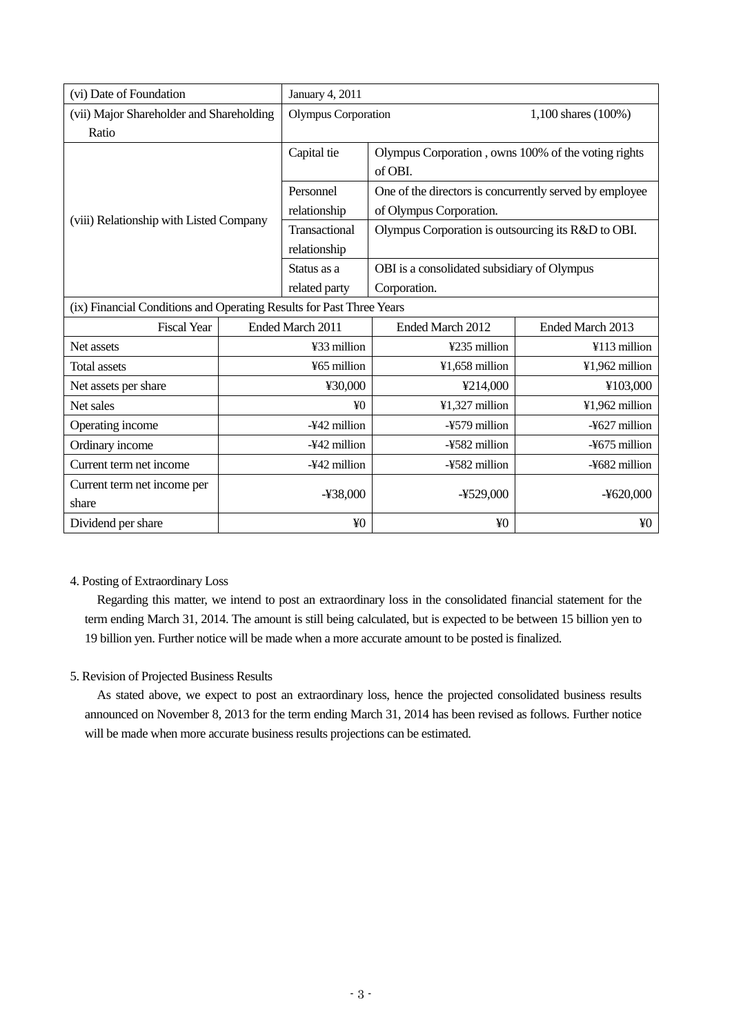| (vi) Date of Foundation | January 4, 2011 | | |
|---|---|---|---|
| (vii) Major Shareholder and Shareholding Ratio | Olympus Corporation | | 1,100 shares (100%) |
| (viii) Relationship with Listed Company | Capital tie | Olympus Corporation , owns 100% of the voting rights of OBI. | |
| | Personnel relationship | One of the directors is concurrently served by employee of Olympus Corporation. | |
| | Transactional relationship | Olympus Corporation is outsourcing its R&D to OBI. | |
| | Status as a related party | OBI is a consolidated subsidiary of Olympus Corporation. | |

(ix) Financial Conditions and Operating Results for Past Three Years

| Fiscal Year | Ended March 2011 | Ended March 2012 | Ended March 2013 |
|---|---|---|---|
| Net assets | ¥33 million | ¥235 million | ¥113 million |
| Total assets | ¥65 million | ¥1,658 million | ¥1,962 million |
| Net assets per share | ¥30,000 | ¥214,000 | ¥103,000 |
| Net sales | ¥0 | ¥1,327 million | ¥1,962 million |
| Operating income | -¥42 million | -¥579 million | -¥627 million |
| Ordinary income | -¥42 million | -¥582 million | -¥675 million |
| Current term net income | -¥42 million | -¥582 million | -¥682 million |
| Current term net income per share | -¥38,000 | -¥529,000 | -¥620,000 |
| Dividend per share | ¥0 | ¥0 | ¥0 |

4. Posting of Extraordinary Loss

Regarding this matter, we intend to post an extraordinary loss in the consolidated financial statement for the term ending March 31, 2014. The amount is still being calculated, but is expected to be between 15 billion yen to 19 billion yen. Further notice will be made when a more accurate amount to be posted is finalized.

5. Revision of Projected Business Results

As stated above, we expect to post an extraordinary loss, hence the projected consolidated business results announced on November 8, 2013 for the term ending March 31, 2014 has been revised as follows. Further notice will be made when more accurate business results projections can be estimated.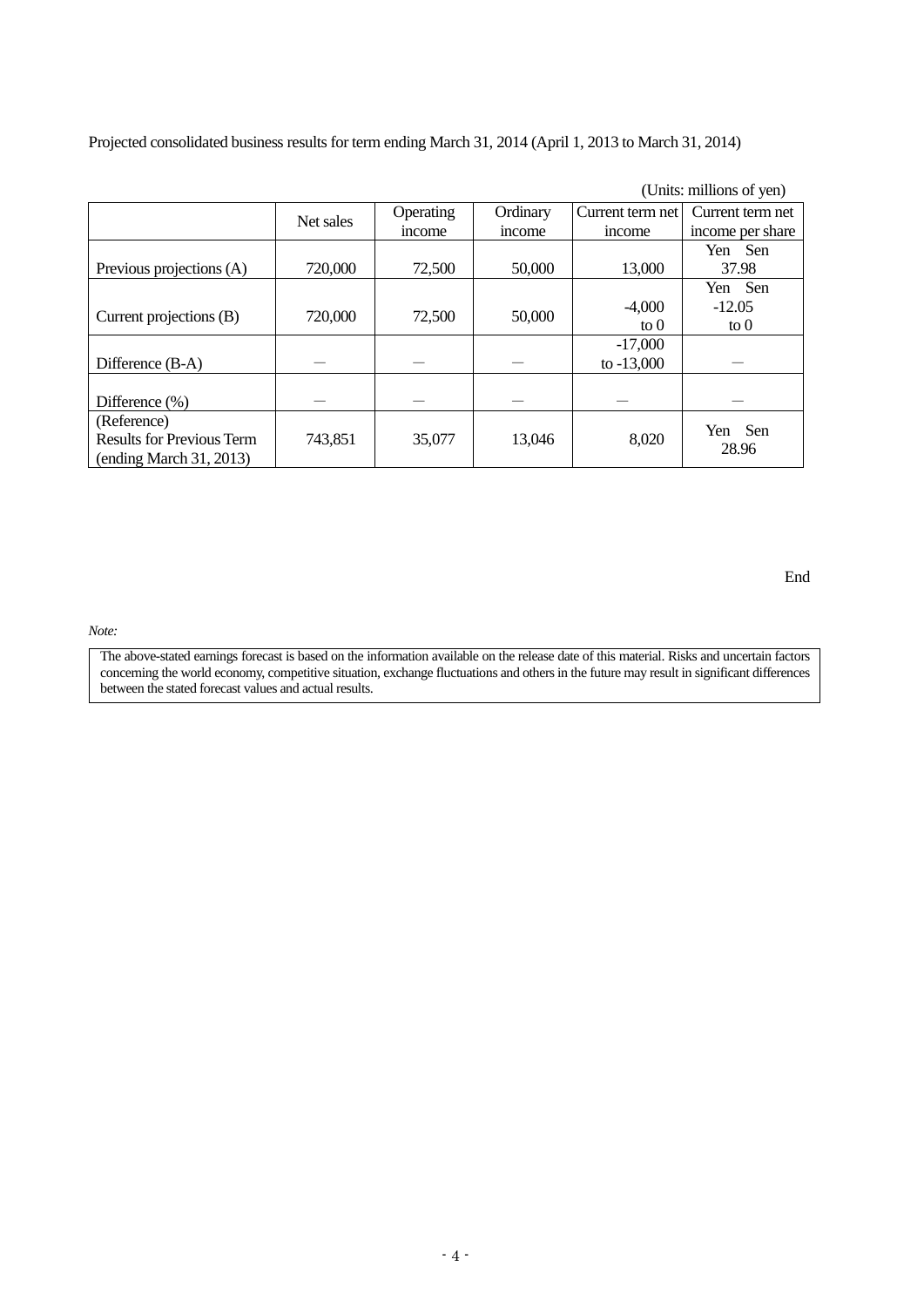Projected consolidated business results for term ending March 31, 2014 (April 1, 2013 to March 31, 2014)

(Units: millions of yen)

| | Net sales | Operating income | Ordinary income | Current term net income | Current term net income per share |
|---|---|---|---|---|---|
| Previous projections (A) | 720,000 | 72,500 | 50,000 | 13,000 | Yen Sen 37.98 |
| Current projections (B) | 720,000 | 72,500 | 50,000 | -4,000 to 0 | Yen Sen -12.05 to 0 |
| Difference (B-A) | — | — | — | -17,000 to -13,000 | — |
| Difference (%) | — | — | — | — | — |
| (Reference) Results for Previous Term (ending March 31, 2013) | 743,851 | 35,077 | 13,046 | 8,020 | Yen Sen 28.96 |

End

*Note:*

The above-stated earnings forecast is based on the information available on the release date of this material. Risks and uncertain factors concerning the world economy, competitive situation, exchange fluctuations and others in the future may result in significant differences between the stated forecast values and actual results.